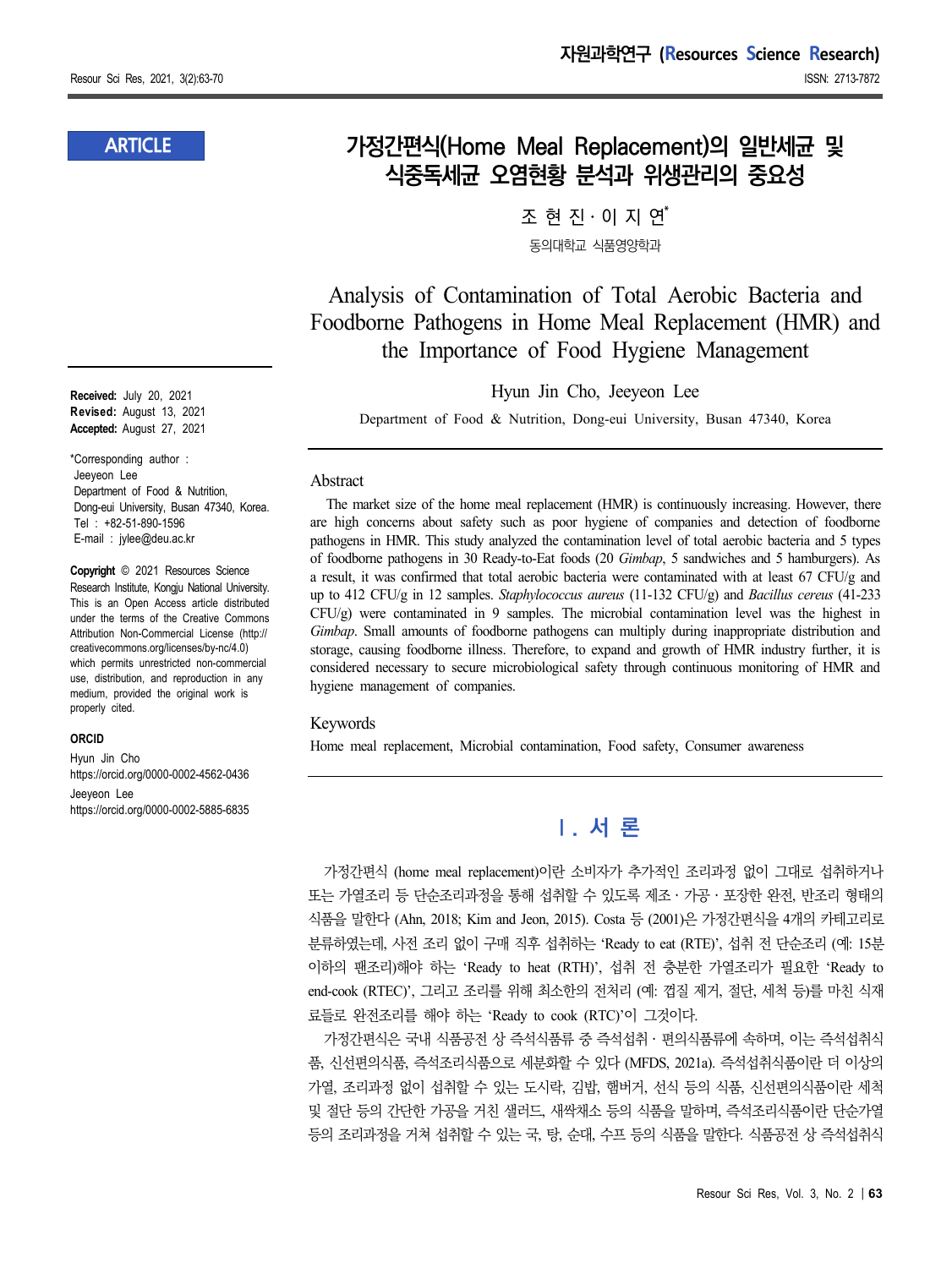ARTICLE

# 가정간편식(Home Meal Replacement)의 일반세균 및 식중독세균 오염현황 분석과 위생관리의 중요성

조 현 진 · 이 지 연*

동의대학교 식품영양학과

# Analysis of Contamination of Total Aerobic Bacteria and Foodborne Pathogens in Home Meal Replacement (HMR) and the Importance of Food Hygiene Management

Hyun Jin Cho, Jeeyeon Lee

Department of Food & Nutrition, Dong-eui University, Busan 47340, Korea

**Received:** July 20, 2021
**Revised:** August 13, 2021
**Accepted:** August 27, 2021

*Corresponding author :
Jeeyeon Lee
Department of Food & Nutrition, Dong-eui University, Busan 47340, Korea.
Tel : +82-51-890-1596
E-mail : jylee@deu.ac.kr

**Copyright** © 2021 Resources Science Research Institute, Kongju National University. This is an Open Access article distributed under the terms of the Creative Commons Attribution Non-Commercial License (http://creativecommons.org/licenses/by-nc/4.0) which permits unrestricted non-commercial use, distribution, and reproduction in any medium, provided the original work is properly cited.

**ORCID**
Hyun Jin Cho
https://orcid.org/0000-0002-4562-0436
Jeeyeon Lee
https://orcid.org/0000-0002-5885-6835

## Abstract

The market size of the home meal replacement (HMR) is continuously increasing. However, there are high concerns about safety such as poor hygiene of companies and detection of foodborne pathogens in HMR. This study analyzed the contamination level of total aerobic bacteria and 5 types of foodborne pathogens in 30 Ready-to-Eat foods (20 *Gimbap*, 5 sandwiches and 5 hamburgers). As a result, it was confirmed that total aerobic bacteria were contaminated with at least 67 CFU/g and up to 412 CFU/g in 12 samples. *Staphylococcus aureus* (11-132 CFU/g) and *Bacillus cereus* (41-233 CFU/g) were contaminated in 9 samples. The microbial contamination level was the highest in *Gimbap*. Small amounts of foodborne pathogens can multiply during inappropriate distribution and storage, causing foodborne illness. Therefore, to expand and growth of HMR industry further, it is considered necessary to secure microbiological safety through continuous monitoring of HMR and hygiene management of companies.

## Keywords

Home meal replacement, Microbial contamination, Food safety, Consumer awareness

## Ⅰ. 서 론

가정간편식 (home meal replacement)이란 소비자가 추가적인 조리과정 없이 그대로 섭취하거나 또는 가열조리 등 단순조리과정을 통해 섭취할 수 있도록 제조 · 가공 · 포장한 완전, 반조리 형태의 식품을 말한다 (Ahn, 2018; Kim and Jeon, 2015). Costa 등 (2001)은 가정간편식을 4개의 카테고리로 분류하였는데, 사전 조리 없이 구매 직후 섭취하는 'Ready to eat (RTE)', 섭취 전 단순조리 (예: 15분 이하의 팬조리)해야 하는 'Ready to heat (RTH)', 섭취 전 충분한 가열조리가 필요한 'Ready to end-cook (RTEC)', 그리고 조리를 위해 최소한의 전처리 (예: 껍질 제거, 절단, 세척 등)를 마친 식재료들로 완전조리를 해야 하는 'Ready to cook (RTC)'이 그것이다.

가정간편식은 국내 식품공전 상 즉석식품류 중 즉석섭취 · 편의식품류에 속하며, 이는 즉석섭취식품, 신선편의식품, 즉석조리식품으로 세분화할 수 있다 (MFDS, 2021a). 즉석섭취식품이란 더 이상의 가열, 조리과정 없이 섭취할 수 있는 도시락, 김밥, 햄버거, 선식 등의 식품, 신선편의식품이란 세척 및 절단 등의 간단한 가공을 거친 샐러드, 새싹채소 등의 식품을 말하며, 즉석조리식품이란 단순가열 등의 조리과정을 거쳐 섭취할 수 있는 국, 탕, 순대, 수프 등의 식품을 말한다. 식품공전 상 즉석섭취식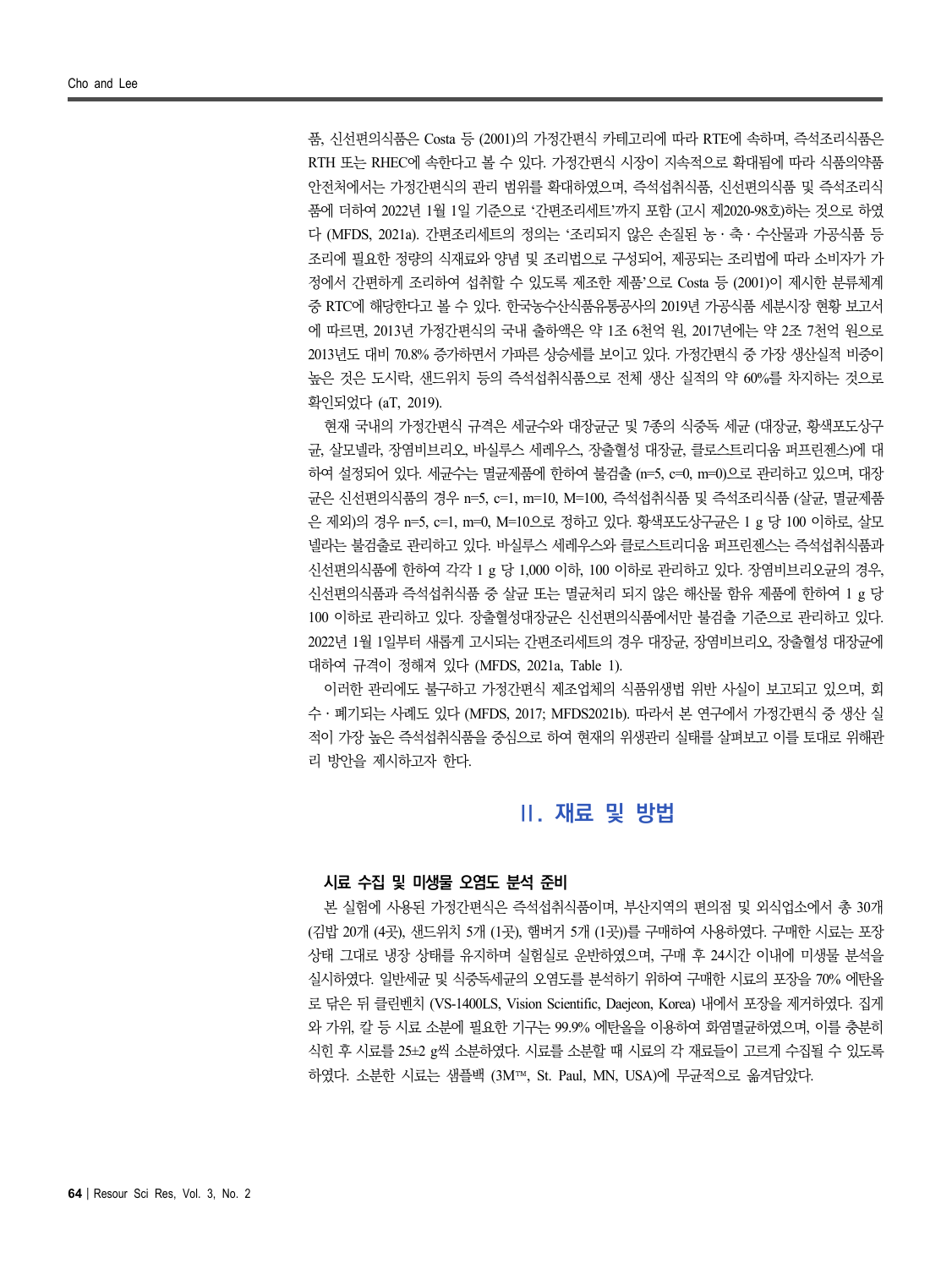품, 신선편의식품은 Costa 등 (2001)의 가정간편식 카테고리에 따라 RTE에 속하며, 즉석조리식품은 RTH 또는 RHEC에 속한다고 볼 수 있다. 가정간편식 시장이 지속적으로 확대됨에 따라 식품의약품안전처에서는 가정간편식의 관리 범위를 확대하였으며, 즉석섭취식품, 신선편의식품 및 즉석조리식품에 더하여 2022년 1월 1일 기준으로 '간편조리세트'까지 포함 (고시 제2020-98호)하는 것으로 하였다 (MFDS, 2021a). 간편조리세트의 정의는 '조리되지 않은 손질된 농 · 축 · 수산물과 가공식품 등 조리에 필요한 정량의 식재료와 양념 및 조리법으로 구성되어, 제공되는 조리법에 따라 소비자가 가정에서 간편하게 조리하여 섭취할 수 있도록 제조한 제품'으로 Costa 등 (2001)이 제시한 분류체계 중 RTC에 해당한다고 볼 수 있다. 한국농수산식품유통공사의 2019년 가공식품 세분시장 현황 보고서에 따르면, 2013년 가정간편식의 국내 출하액은 약 1조 6천억 원, 2017년에는 약 2조 7천억 원으로 2013년도 대비 70.8% 증가하면서 가파른 상승세를 보이고 있다. 가정간편식 중 가장 생산실적 비중이 높은 것은 도시락, 샌드위치 등의 즉석섭취식품으로 전체 생산 실적의 약 60%를 차지하는 것으로 확인되었다 (aT, 2019).

현재 국내의 가정간편식 규격은 세균수와 대장균군 및 7종의 식중독 세균 (대장균, 황색포도상구균, 살모넬라, 장염비브리오, 바실루스 세레우스, 장출혈성 대장균, 클로스트리디움 퍼프린젠스)에 대하여 설정되어 있다. 세균수는 멸균제품에 한하여 불검출 (n=5, c=0, m=0)으로 관리하고 있으며, 대장균은 신선편의식품의 경우 n=5, c=1, m=10, M=100, 즉석섭취식품 및 즉석조리식품 (살균, 멸균제품은 제외)의 경우 n=5, c=1, m=0, M=10으로 정하고 있다. 황색포도상구균은 1 g 당 100 이하로, 살모넬라는 불검출로 관리하고 있다. 바실루스 세레우스와 클로스트리디움 퍼프린젠스는 즉석섭취식품과 신선편의식품에 한하여 각각 1 g 당 1,000 이하, 100 이하로 관리하고 있다. 장염비브리오균의 경우, 신선편의식품과 즉석섭취식품 중 살균 또는 멸균처리 되지 않은 해산물 함유 제품에 한하여 1 g 당 100 이하로 관리하고 있다. 장출혈성대장균은 신선편의식품에서만 불검출 기준으로 관리하고 있다. 2022년 1월 1일부터 새롭게 고시되는 간편조리세트의 경우 대장균, 장염비브리오, 장출혈성 대장균에 대하여 규격이 정해져 있다 (MFDS, 2021a, Table 1).

이러한 관리에도 불구하고 가정간편식 제조업체의 식품위생법 위반 사실이 보고되고 있으며, 회수 · 폐기되는 사례도 있다 (MFDS, 2017; MFDS2021b). 따라서 본 연구에서 가정간편식 중 생산 실적이 가장 높은 즉석섭취식품을 중심으로 하여 현재의 위생관리 실태를 살펴보고 이를 토대로 위해관리 방안을 제시하고자 한다.

## Ⅱ. 재료 및 방법

### 시료 수집 및 미생물 오염도 분석 준비

본 실험에 사용된 가정간편식은 즉석섭취식품이며, 부산지역의 편의점 및 외식업소에서 총 30개 (김밥 20개 (4곳), 샌드위치 5개 (1곳), 햄버거 5개 (1곳))를 구매하여 사용하였다. 구매한 시료는 포장 상태 그대로 냉장 상태를 유지하며 실험실로 운반하였으며, 구매 후 24시간 이내에 미생물 분석을 실시하였다. 일반세균 및 식중독세균의 오염도를 분석하기 위하여 구매한 시료의 포장을 70% 에탄올로 닦은 뒤 클린벤치 (VS-1400LS, Vision Scientific, Daejeon, Korea) 내에서 포장을 제거하였다. 집게와 가위, 칼 등 시료 소분에 필요한 기구는 99.9% 에탄올을 이용하여 화염멸균하였으며, 이를 충분히 식힌 후 시료를 25±2 g씩 소분하였다. 시료를 소분할 때 시료의 각 재료들이 고르게 수집될 수 있도록 하였다. 소분한 시료는 샘플백 (3M™, St. Paul, MN, USA)에 무균적으로 옮겨담았다.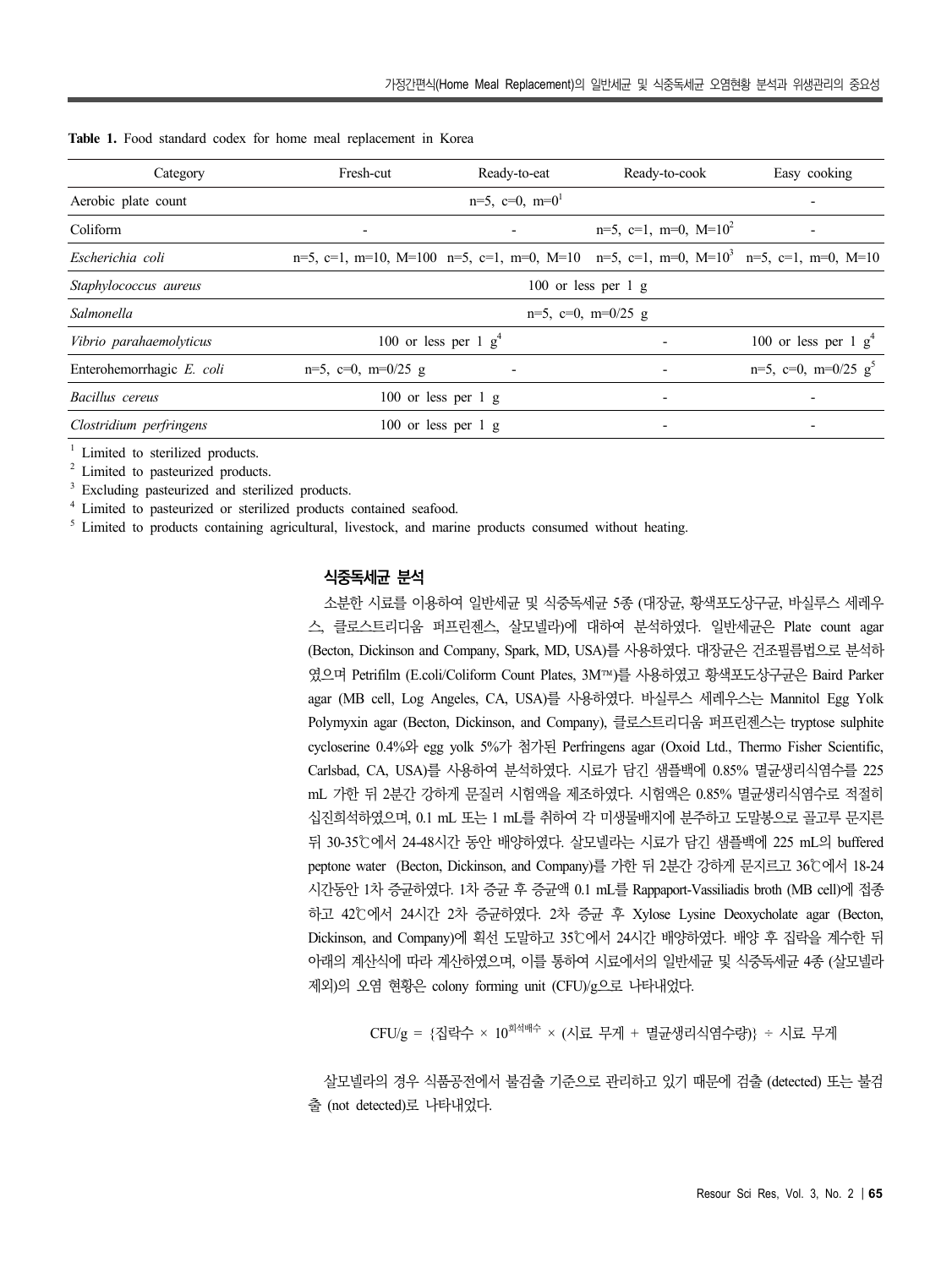**Table 1.** Food standard codex for home meal replacement in Korea

| Category | Fresh-cut | Ready-to-eat | Ready-to-cook | Easy cooking |
|---|---|---|---|---|
| Aerobic plate count | n=5, c=0, m=0[1] | | | - |
| Coliform | - | - | n=5, c=1, m=0, M=$10^2$ | - |
| *Escherichia coli* | n=5, c=1, m=10, M=100 | n=5, c=1, m=0, M=10 | n=5, c=1, m=0, M=$10^3$ | n=5, c=1, m=0, M=10 |
| *Staphylococcus aureus* | 100 or less per 1 g | | | |
| *Salmonella* | n=5, c=0, m=0/25 g | | | |
| *Vibrio parahaemolyticus* | 100 or less per 1 g[4] | | - | 100 or less per 1 g[4] |
| Enterohemorrhagic *E. coli* | n=5, c=0, m=0/25 g | - | - | n=5, c=0, m=0/25 g[5] |
| *Bacillus cereus* | 100 or less per 1 g | | - | - |
| *Clostridium perfringens* | 100 or less per 1 g | | - | - |

[1] Limited to sterilized products.
[2] Limited to pasteurized products.
[3] Excluding pasteurized and sterilized products.
[4] Limited to pasteurized or sterilized products contained seafood.
[5] Limited to products containing agricultural, livestock, and marine products consumed without heating.

### 식중독세균 분석

소분한 시료를 이용하여 일반세균 및 식중독세균 5종 (대장균, 황색포도상구균, 바실루스 세레우스, 클로스트리디움 퍼프린젠스, 살모넬라)에 대하여 분석하였다. 일반세균은 Plate count agar (Becton, Dickinson and Company, Spark, MD, USA)를 사용하였다. 대장균은 건조필름법으로 분석하였으며 Petrifilm (E.coli/Coliform Count Plates, 3M™)를 사용하였고 황색포도상구균은 Baird Parker agar (MB cell, Log Angeles, CA, USA)를 사용하였다. 바실루스 세레우스는 Mannitol Egg Yolk Polymyxin agar (Becton, Dickinson, and Company), 클로스트리디움 퍼프린젠스는 tryptose sulphite cycloserine 0.4%와 egg yolk 5%가 첨가된 Perfringens agar (Oxoid Ltd., Thermo Fisher Scientific, Carlsbad, CA, USA)를 사용하여 분석하였다. 시료가 담긴 샘플백에 0.85% 멸균생리식염수를 225 mL 가한 뒤 2분간 강하게 문질러 시험액을 제조하였다. 시험액은 0.85% 멸균생리식염수로 적절히 십진희석하였으며, 0.1 mL 또는 1 mL를 취하여 각 미생물배지에 분주하고 도말봉으로 골고루 문지른 뒤 30-35℃에서 24-48시간 동안 배양하였다. 살모넬라는 시료가 담긴 샘플백에 225 mL의 buffered peptone water (Becton, Dickinson, and Company)를 가한 뒤 2분간 강하게 문지르고 36℃에서 18-24시간동안 1차 증균하였다. 1차 증균 후 증균액 0.1 mL를 Rappaport-Vassiliadis broth (MB cell)에 접종하고 42℃에서 24시간 2차 증균하였다. 2차 증균 후 Xylose Lysine Deoxycholate agar (Becton, Dickinson, and Company)에 획선 도말하고 35℃에서 24시간 배양하였다. 배양 후 집락을 계수한 뒤 아래의 계산식에 따라 계산하였으며, 이를 통하여 시료에서의 일반세균 및 식중독세균 4종 (살모넬라 제외)의 오염 현황은 colony forming unit (CFU)/g으로 나타내었다.

$$\text{CFU/g} = \{\text{집락수} \times 10^{\text{희석배수}} \times (\text{시료 무게} + \text{멸균생리식염수량})\} \div \text{시료 무게}$$

살모넬라의 경우 식품공전에서 불검출 기준으로 관리하고 있기 때문에 검출 (detected) 또는 불검출 (not detected)로 나타내었다.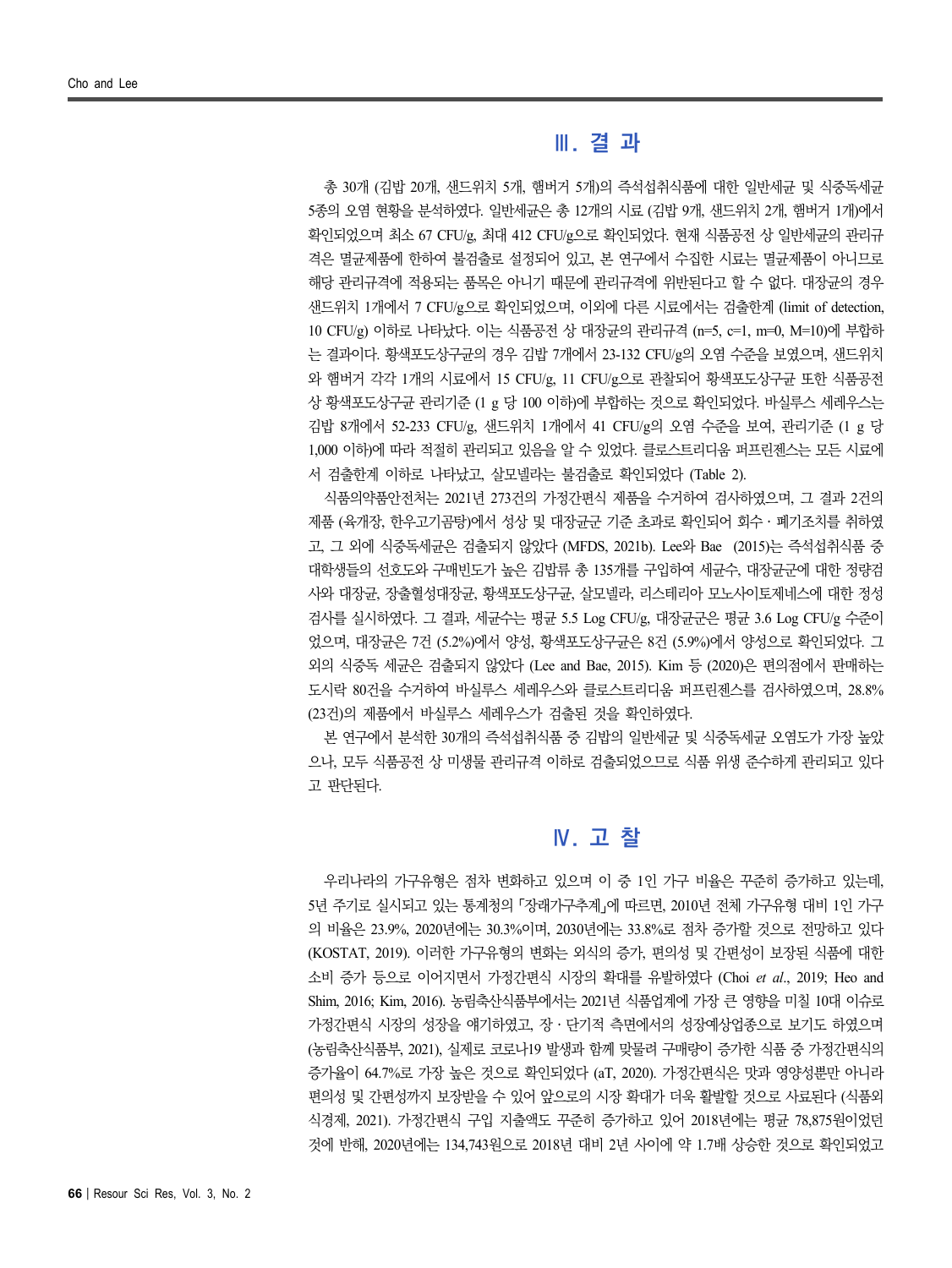## Ⅲ. 결 과

총 30개 (김밥 20개, 샌드위치 5개, 햄버거 5개)의 즉석섭취식품에 대한 일반세균 및 식중독세균 5종의 오염 현황을 분석하였다. 일반세균은 총 12개의 시료 (김밥 9개, 샌드위치 2개, 햄버거 1개)에서 확인되었으며 최소 67 CFU/g, 최대 412 CFU/g으로 확인되었다. 현재 식품공전 상 일반세균의 관리규격은 멸균제품에 한하여 불검출로 설정되어 있고, 본 연구에서 수집한 시료는 멸균제품이 아니므로 해당 관리규격에 적용되는 품목은 아니기 때문에 관리규격에 위반된다고 할 수 없다. 대장균의 경우 샌드위치 1개에서 7 CFU/g으로 확인되었으며, 이외에 다른 시료에서는 검출한계 (limit of detection, 10 CFU/g) 이하로 나타났다. 이는 식품공전 상 대장균의 관리규격 (n=5, c=1, m=0, M=10)에 부합하는 결과이다. 황색포도상구균의 경우 김밥 7개에서 23-132 CFU/g의 오염 수준을 보였으며, 샌드위치와 햄버거 각각 1개의 시료에서 15 CFU/g, 11 CFU/g으로 관찰되어 황색포도상구균 또한 식품공전 상 황색포도상구균 관리기준 (1 g 당 100 이하)에 부합하는 것으로 확인되었다. 바실루스 세레우스는 김밥 8개에서 52-233 CFU/g, 샌드위치 1개에서 41 CFU/g의 오염 수준을 보여, 관리기준 (1 g 당 1,000 이하)에 따라 적절히 관리되고 있음을 알 수 있었다. 클로스트리디움 퍼프린젠스는 모든 시료에서 검출한계 이하로 나타났고, 살모넬라는 불검출로 확인되었다 (Table 2).

식품의약품안전처는 2021년 273건의 가정간편식 제품을 수거하여 검사하였으며, 그 결과 2건의 제품 (육개장, 한우고기곰탕)에서 성상 및 대장균군 기준 초과로 확인되어 회수 · 폐기조치를 취하였고, 그 외에 식중독세균은 검출되지 않았다 (MFDS, 2021b). Lee와 Bae (2015)는 즉석섭취식품 중 대학생들의 선호도와 구매빈도가 높은 김밥류 총 135개를 구입하여 세균수, 대장균군에 대한 정량검사와 대장균, 장출혈성대장균, 황색포도상구균, 살모넬라, 리스테리아 모노사이토제네스에 대한 정성검사를 실시하였다. 그 결과, 세균수는 평균 5.5 Log CFU/g, 대장균군은 평균 3.6 Log CFU/g 수준이었으며, 대장균은 7건 (5.2%)에서 양성, 황색포도상구균은 8건 (5.9%)에서 양성으로 확인되었다. 그 외의 식중독 세균은 검출되지 않았다 (Lee and Bae, 2015). Kim 등 (2020)은 편의점에서 판매하는 도시락 80건을 수거하여 바실루스 세레우스와 클로스트리디움 퍼프린젠스를 검사하였으며, 28.8% (23건)의 제품에서 바실루스 세레우스가 검출된 것을 확인하였다.

본 연구에서 분석한 30개의 즉석섭취식품 중 김밥의 일반세균 및 식중독세균 오염도가 가장 높았으나, 모두 식품공전 상 미생물 관리규격 이하로 검출되었으므로 식품 위생 준수하게 관리되고 있다고 판단된다.

## Ⅳ. 고 찰

우리나라의 가구유형은 점차 변화하고 있으며 이 중 1인 가구 비율은 꾸준히 증가하고 있는데, 5년 주기로 실시되고 있는 통계청의 「장래가구추계」에 따르면, 2010년 전체 가구유형 대비 1인 가구의 비율은 23.9%, 2020년에는 30.3%이며, 2030년에는 33.8%로 점차 증가할 것으로 전망하고 있다 (KOSTAT, 2019). 이러한 가구유형의 변화는 외식의 증가, 편의성 및 간편성이 보장된 식품에 대한 소비 증가 등으로 이어지면서 가정간편식 시장의 확대를 유발하였다 (Choi *et al*., 2019; Heo and Shim, 2016; Kim, 2016). 농림축산식품부에서는 2021년 식품업계에 가장 큰 영향을 미칠 10대 이슈로 가정간편식 시장의 성장을 얘기하였고, 장 · 단기적 측면에서의 성장예상업종으로 보기도 하였으며 (농림축산식품부, 2021), 실제로 코로나19 발생과 함께 맞물려 구매량이 증가한 식품 중 가정간편식의 증가율이 64.7%로 가장 높은 것으로 확인되었다 (aT, 2020). 가정간편식은 맛과 영양성뿐만 아니라 편의성 및 간편성까지 보장받을 수 있어 앞으로의 시장 확대가 더욱 활발할 것으로 사료된다 (식품외식경제, 2021). 가정간편식 구입 지출액도 꾸준히 증가하고 있어 2018년에는 평균 78,875원이었던 것에 반해, 2020년에는 134,743원으로 2018년 대비 2년 사이에 약 1.7배 상승한 것으로 확인되었고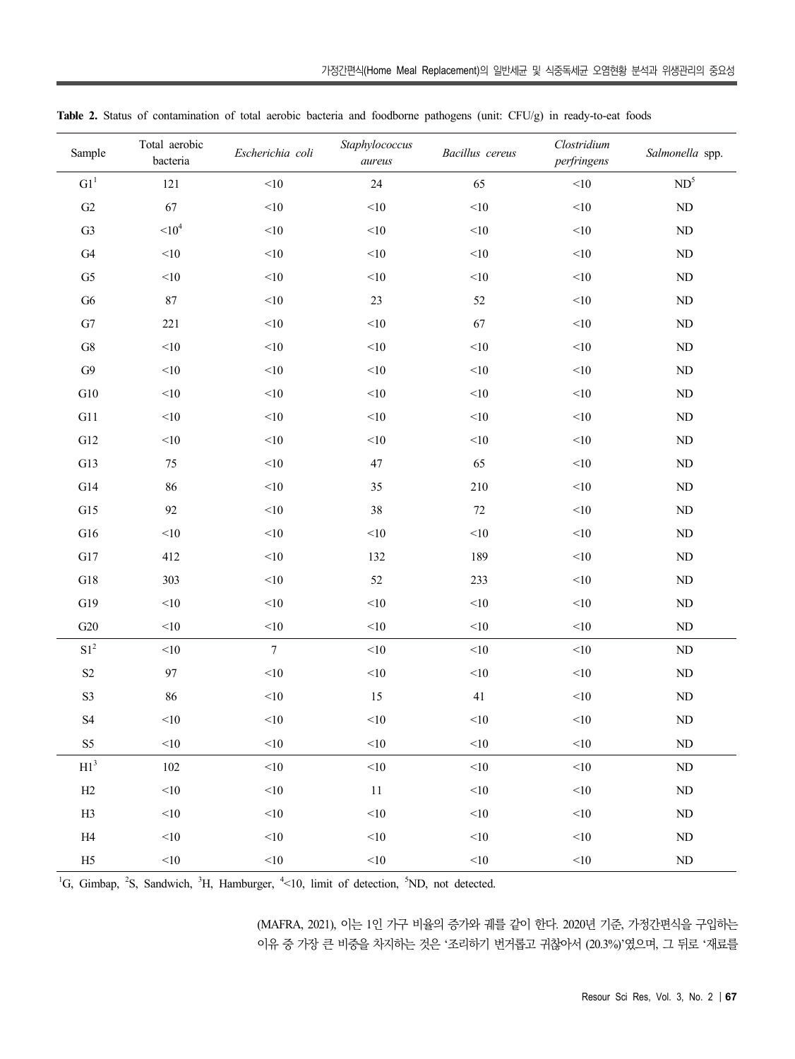**Table 2.** Status of contamination of total aerobic bacteria and foodborne pathogens (unit: CFU/g) in ready-to-eat foods

| Sample | Total aerobic bacteria | *Escherichia coli* | *Staphylococcus aureus* | *Bacillus cereus* | *Clostridium perfringens* | *Salmonella* spp. |
|---|---|---|---|---|---|---|
| G1[1] | 121 | <10 | 24 | 65 | <10 | ND[5] |
| G2 | 67 | <10 | <10 | <10 | <10 | ND |
| G3 | <10[4] | <10 | <10 | <10 | <10 | ND |
| G4 | <10 | <10 | <10 | <10 | <10 | ND |
| G5 | <10 | <10 | <10 | <10 | <10 | ND |
| G6 | 87 | <10 | 23 | 52 | <10 | ND |
| G7 | 221 | <10 | <10 | 67 | <10 | ND |
| G8 | <10 | <10 | <10 | <10 | <10 | ND |
| G9 | <10 | <10 | <10 | <10 | <10 | ND |
| G10 | <10 | <10 | <10 | <10 | <10 | ND |
| G11 | <10 | <10 | <10 | <10 | <10 | ND |
| G12 | <10 | <10 | <10 | <10 | <10 | ND |
| G13 | 75 | <10 | 47 | 65 | <10 | ND |
| G14 | 86 | <10 | 35 | 210 | <10 | ND |
| G15 | 92 | <10 | 38 | 72 | <10 | ND |
| G16 | <10 | <10 | <10 | <10 | <10 | ND |
| G17 | 412 | <10 | 132 | 189 | <10 | ND |
| G18 | 303 | <10 | 52 | 233 | <10 | ND |
| G19 | <10 | <10 | <10 | <10 | <10 | ND |
| G20 | <10 | <10 | <10 | <10 | <10 | ND |
| S1[2] | <10 | 7 | <10 | <10 | <10 | ND |
| S2 | 97 | <10 | <10 | <10 | <10 | ND |
| S3 | 86 | <10 | 15 | 41 | <10 | ND |
| S4 | <10 | <10 | <10 | <10 | <10 | ND |
| S5 | <10 | <10 | <10 | <10 | <10 | ND |
| H1[3] | 102 | <10 | <10 | <10 | <10 | ND |
| H2 | <10 | <10 | 11 | <10 | <10 | ND |
| H3 | <10 | <10 | <10 | <10 | <10 | ND |
| H4 | <10 | <10 | <10 | <10 | <10 | ND |
| H5 | <10 | <10 | <10 | <10 | <10 | ND |

[1]G, Gimbap, [2]S, Sandwich, [3]H, Hamburger, [4]<10, limit of detection, [5]ND, not detected.

(MAFRA, 2021), 이는 1인 가구 비율의 증가와 궤를 같이 한다. 2020년 기준, 가정간편식을 구입하는 이유 중 가장 큰 비중을 차지하는 것은 '조리하기 번거롭고 귀찮아서 (20.3%)'였으며, 그 뒤로 '재료를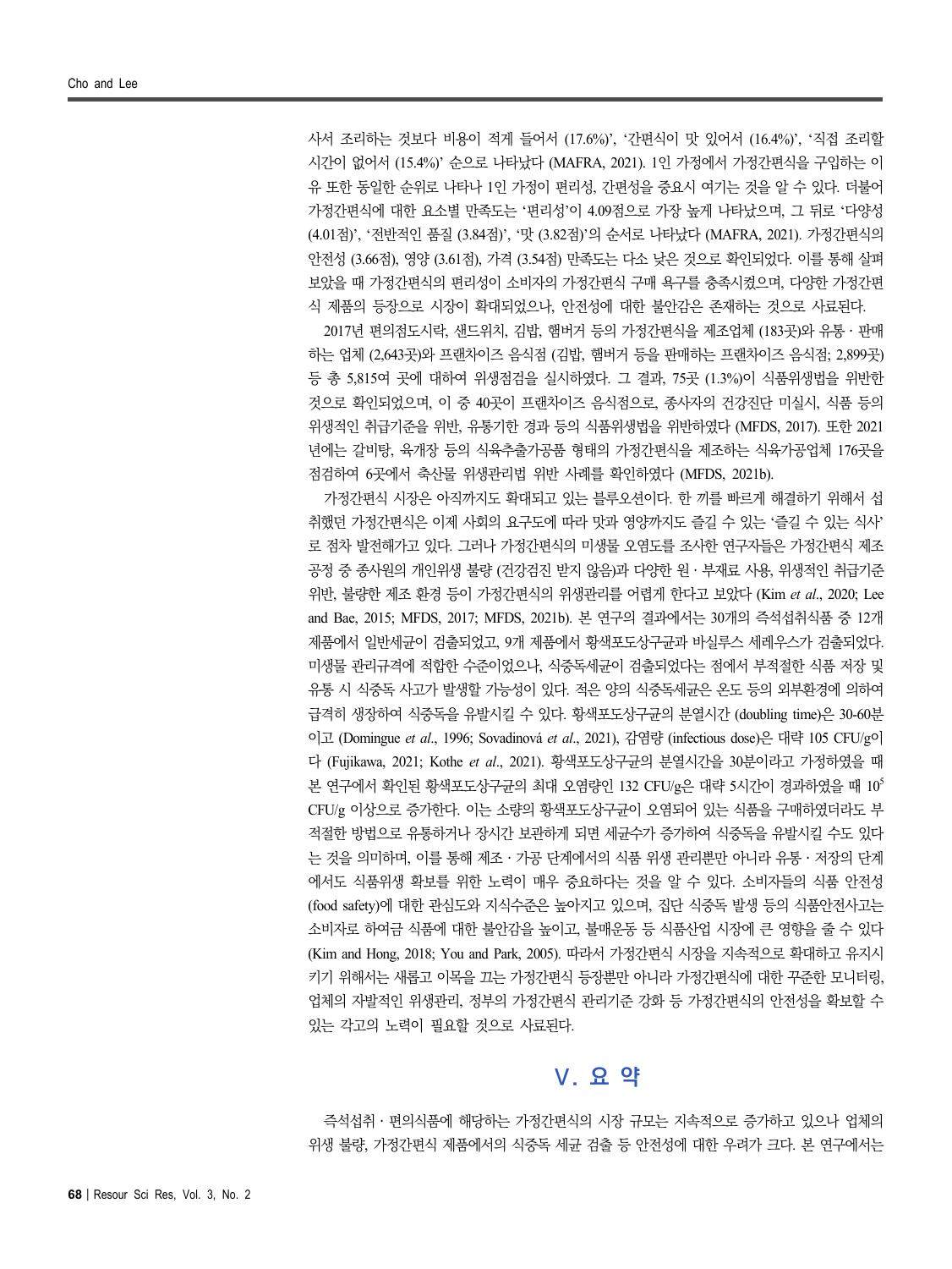사서 조리하는 것보다 비용이 적게 들어서 (17.6%)', '간편식이 맛 있어서 (16.4%)', '직접 조리할 시간이 없어서 (15.4%)' 순으로 나타났다 (MAFRA, 2021). 1인 가정에서 가정간편식을 구입하는 이유 또한 동일한 순위로 나타나 1인 가정이 편리성, 간편성을 중요시 여기는 것을 알 수 있다. 더불어 가정간편식에 대한 요소별 만족도는 '편리성'이 4.09점으로 가장 높게 나타났으며, 그 뒤로 '다양성 (4.01점)', '전반적인 품질 (3.84점)', '맛 (3.82점)'의 순서로 나타났다 (MAFRA, 2021). 가정간편식의 안전성 (3.66점), 영양 (3.61점), 가격 (3.54점) 만족도는 다소 낮은 것으로 확인되었다. 이를 통해 살펴보았을 때 가정간편식의 편리성이 소비자의 가정간편식 구매 욕구를 충족시켰으며, 다양한 가정간편식 제품의 등장으로 시장이 확대되었으나, 안전성에 대한 불안감은 존재하는 것으로 사료된다.

2017년 편의점도시락, 샌드위치, 김밥, 햄버거 등의 가정간편식을 제조업체 (183곳)와 유통 · 판매하는 업체 (2,643곳)와 프랜차이즈 음식점 (김밥, 햄버거 등을 판매하는 프랜차이즈 음식점; 2,899곳) 등 총 5,815여 곳에 대하여 위생점검을 실시하였다. 그 결과, 75곳 (1.3%)이 식품위생법을 위반한 것으로 확인되었으며, 이 중 40곳이 프랜차이즈 음식점으로, 종사자의 건강진단 미실시, 식품 등의 위생적인 취급기준을 위반, 유통기한 경과 등의 식품위생법을 위반하였다 (MFDS, 2017). 또한 2021년에는 갈비탕, 육개장 등의 식육추출가공품 형태의 가정간편식을 제조하는 식육가공업체 176곳을 점검하여 6곳에서 축산물 위생관리법 위반 사례를 확인하였다 (MFDS, 2021b).

가정간편식 시장은 아직까지도 확대되고 있는 블루오션이다. 한 끼를 빠르게 해결하기 위해서 섭취했던 가정간편식은 이제 사회의 요구도에 따라 맛과 영양까지도 즐길 수 있는 '즐길 수 있는 식사'로 점차 발전해가고 있다. 그러나 가정간편식의 미생물 오염도를 조사한 연구자들은 가정간편식 제조 공정 중 종사원의 개인위생 불량 (건강검진 받지 않음)과 다양한 원 · 부재료 사용, 위생적인 취급기준 위반, 불량한 제조 환경 등이 가정간편식의 위생관리를 어렵게 한다고 보았다 (Kim *et al*., 2020; Lee and Bae, 2015; MFDS, 2017; MFDS, 2021b). 본 연구의 결과에서는 30개의 즉석섭취식품 중 12개 제품에서 일반세균이 검출되었고, 9개 제품에서 황색포도상구균과 바실루스 세레우스가 검출되었다. 미생물 관리규격에 적합한 수준이었으나, 식중독세균이 검출되었다는 점에서 부적절한 식품 저장 및 유통 시 식중독 사고가 발생할 가능성이 있다. 적은 양의 식중독세균은 온도 등의 외부환경에 의하여 급격히 생장하여 식중독을 유발시킬 수 있다. 황색포도상구균의 분열시간 (doubling time)은 30-60분이고 (Domingue *et al*., 1996; Sovadinová *et al*., 2021), 감염량 (infectious dose)은 대략 105 CFU/g이다 (Fujikawa, 2021; Kothe *et al*., 2021). 황색포도상구균의 분열시간을 30분이라고 가정하였을 때 본 연구에서 확인된 황색포도상구균의 최대 오염량인 132 CFU/g은 대략 5시간이 경과하였을 때 $10^5$ CFU/g 이상으로 증가한다. 이는 소량의 황색포도상구균이 오염되어 있는 식품을 구매하였더라도 부적절한 방법으로 유통하거나 장시간 보관하게 되면 세균수가 증가하여 식중독을 유발시킬 수도 있다는 것을 의미하며, 이를 통해 제조 · 가공 단계에서의 식품 위생 관리뿐만 아니라 유통 · 저장의 단계에서도 식품위생 확보를 위한 노력이 매우 중요하다는 것을 알 수 있다. 소비자들의 식품 안전성 (food safety)에 대한 관심도와 지식수준은 높아지고 있으며, 집단 식중독 발생 등의 식품안전사고는 소비자로 하여금 식품에 대한 불안감을 높이고, 불매운동 등 식품산업 시장에 큰 영향을 줄 수 있다 (Kim and Hong, 2018; You and Park, 2005). 따라서 가정간편식 시장을 지속적으로 확대하고 유지시키기 위해서는 새롭고 이목을 끄는 가정간편식 등장뿐만 아니라 가정간편식에 대한 꾸준한 모니터링, 업체의 자발적인 위생관리, 정부의 가정간편식 관리기준 강화 등 가정간편식의 안전성을 확보할 수 있는 각고의 노력이 필요할 것으로 사료된다.

## V. 요 약

즉석섭취 · 편의식품에 해당하는 가정간편식의 시장 규모는 지속적으로 증가하고 있으나 업체의 위생 불량, 가정간편식 제품에서의 식중독 세균 검출 등 안전성에 대한 우려가 크다. 본 연구에서는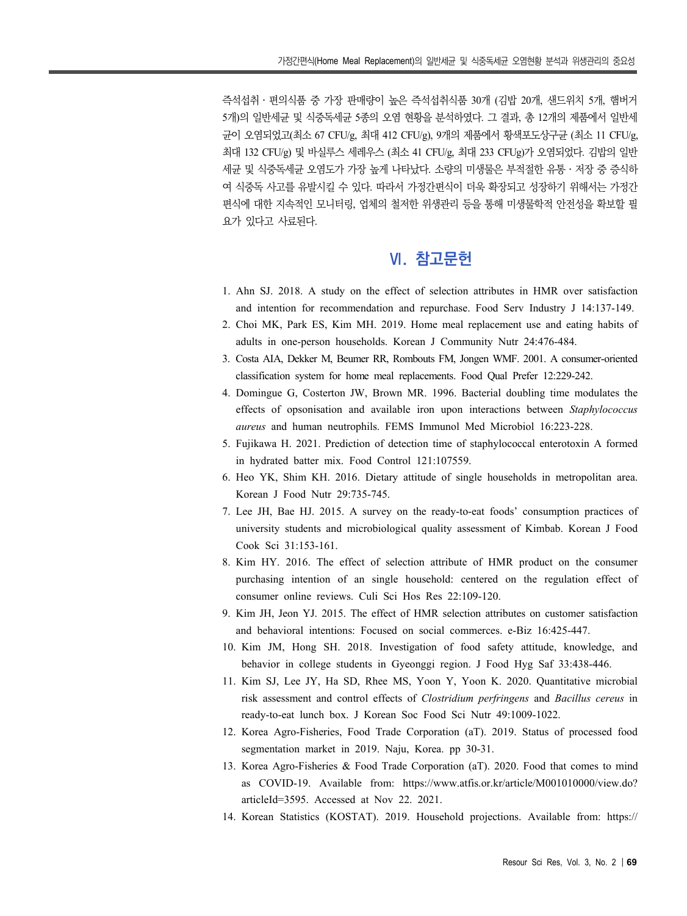즉석섭취 · 편의식품 중 가장 판매량이 높은 즉석섭취식품 30개 (김밥 20개, 샌드위치 5개, 햄버거 5개)의 일반세균 및 식중독세균 5종의 오염 현황을 분석하였다. 그 결과, 총 12개의 제품에서 일반세균이 오염되었고(최소 67 CFU/g, 최대 412 CFU/g), 9개의 제품에서 황색포도상구균 (최소 11 CFU/g, 최대 132 CFU/g) 및 바실루스 세레우스 (최소 41 CFU/g, 최대 233 CFUg)가 오염되었다. 김밥의 일반세균 및 식중독세균 오염도가 가장 높게 나타났다. 소량의 미생물은 부적절한 유통 · 저장 중 증식하여 식중독 사고를 유발시킬 수 있다. 따라서 가정간편식이 더욱 확장되고 성장하기 위해서는 가정간편식에 대한 지속적인 모니터링, 업체의 철저한 위생관리 등을 통해 미생물학적 안전성을 확보할 필요가 있다고 사료된다.

## Ⅵ. 참고문헌

1. Ahn SJ. 2018. A study on the effect of selection attributes in HMR over satisfaction and intention for recommendation and repurchase. Food Serv Industry J 14:137-149.
2. Choi MK, Park ES, Kim MH. 2019. Home meal replacement use and eating habits of adults in one-person households. Korean J Community Nutr 24:476-484.
3. Costa AIA, Dekker M, Beumer RR, Rombouts FM, Jongen WMF. 2001. A consumer-oriented classification system for home meal replacements. Food Qual Prefer 12:229-242.
4. Domingue G, Costerton JW, Brown MR. 1996. Bacterial doubling time modulates the effects of opsonisation and available iron upon interactions between *Staphylococcus aureus* and human neutrophils. FEMS Immunol Med Microbiol 16:223-228.
5. Fujikawa H. 2021. Prediction of detection time of staphylococcal enterotoxin A formed in hydrated batter mix. Food Control 121:107559.
6. Heo YK, Shim KH. 2016. Dietary attitude of single households in metropolitan area. Korean J Food Nutr 29:735-745.
7. Lee JH, Bae HJ. 2015. A survey on the ready-to-eat foods' consumption practices of university students and microbiological quality assessment of Kimbab. Korean J Food Cook Sci 31:153-161.
8. Kim HY. 2016. The effect of selection attribute of HMR product on the consumer purchasing intention of an single household: centered on the regulation effect of consumer online reviews. Culi Sci Hos Res 22:109-120.
9. Kim JH, Jeon YJ. 2015. The effect of HMR selection attributes on customer satisfaction and behavioral intentions: Focused on social commerces. e-Biz 16:425-447.
10. Kim JM, Hong SH. 2018. Investigation of food safety attitude, knowledge, and behavior in college students in Gyeonggi region. J Food Hyg Saf 33:438-446.
11. Kim SJ, Lee JY, Ha SD, Rhee MS, Yoon Y, Yoon K. 2020. Quantitative microbial risk assessment and control effects of *Clostridium perfringens* and *Bacillus cereus* in ready-to-eat lunch box. J Korean Soc Food Sci Nutr 49:1009-1022.
12. Korea Agro-Fisheries, Food Trade Corporation (aT). 2019. Status of processed food segmentation market in 2019. Naju, Korea. pp 30-31.
13. Korea Agro-Fisheries & Food Trade Corporation (aT). 2020. Food that comes to mind as COVID-19. Available from: https://www.atfis.or.kr/article/M001010000/view.do?articleId=3595. Accessed at Nov 22. 2021.
14. Korean Statistics (KOSTAT). 2019. Household projections. Available from: https://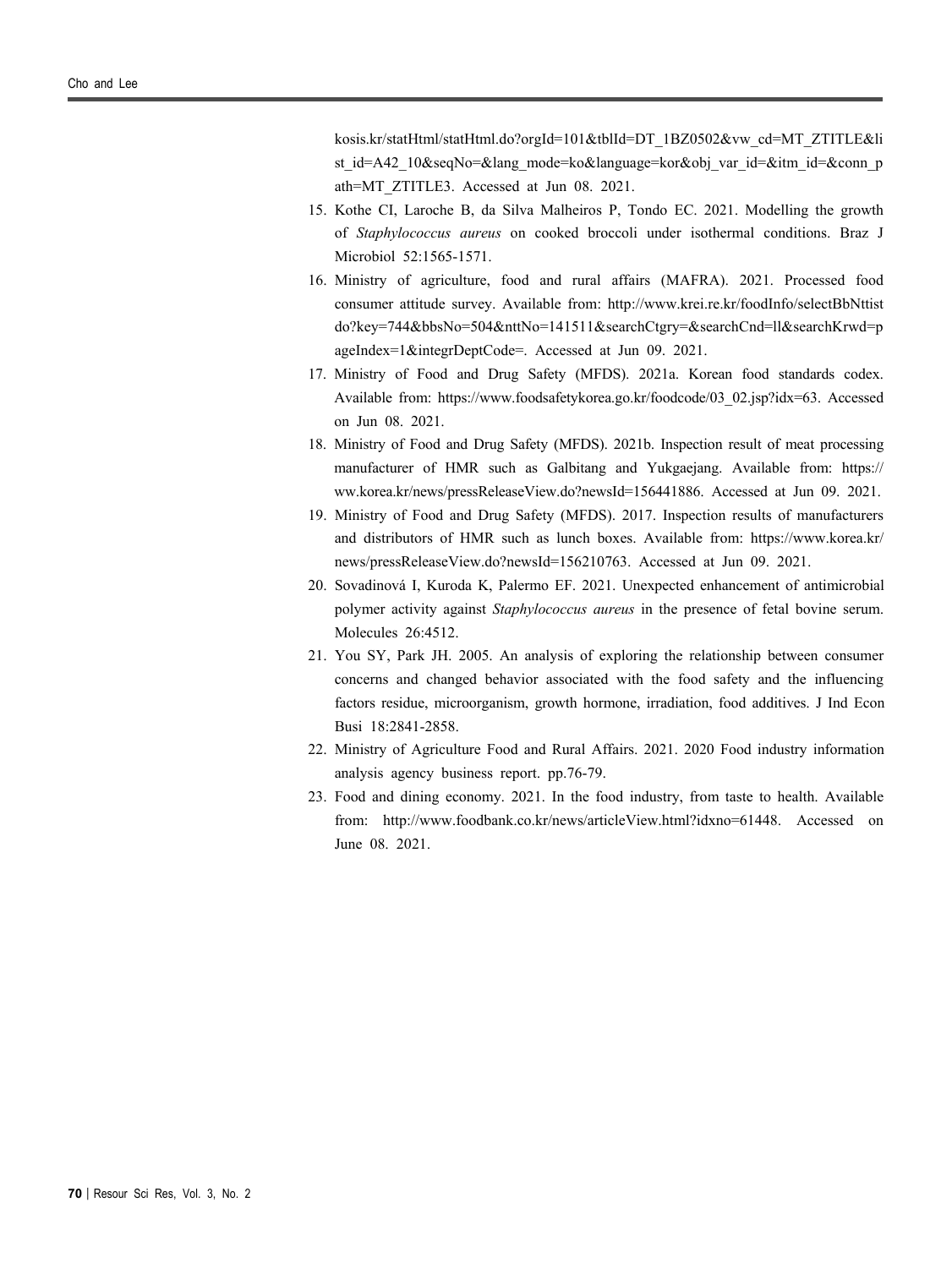kosis.kr/statHtml/statHtml.do?orgId=101&tblId=DT_1BZ0502&vw_cd=MT_ZTITLE&list_id=A42_10&seqNo=&lang_mode=ko&language=kor&obj_var_id=&itm_id=&conn_path=MT_ZTITLE3. Accessed at Jun 08. 2021.

15. Kothe CI, Laroche B, da Silva Malheiros P, Tondo EC. 2021. Modelling the growth of *Staphylococcus aureus* on cooked broccoli under isothermal conditions. Braz J Microbiol 52:1565-1571.
16. Ministry of agriculture, food and rural affairs (MAFRA). 2021. Processed food consumer attitude survey. Available from: http://www.krei.re.kr/foodInfo/selectBbNttistdo?key=744&bbsNo=504&nttNo=141511&searchCtgry=&searchCnd=ll&searchKrwd=pageIndex=1&integrDeptCode=. Accessed at Jun 09. 2021.
17. Ministry of Food and Drug Safety (MFDS). 2021a. Korean food standards codex. Available from: https://www.foodsafetykorea.go.kr/foodcode/03_02.jsp?idx=63. Accessed on Jun 08. 2021.
18. Ministry of Food and Drug Safety (MFDS). 2021b. Inspection result of meat processing manufacturer of HMR such as Galbitang and Yukgaejang. Available from: https://ww.korea.kr/news/pressReleaseView.do?newsId=156441886. Accessed at Jun 09. 2021.
19. Ministry of Food and Drug Safety (MFDS). 2017. Inspection results of manufacturers and distributors of HMR such as lunch boxes. Available from: https://www.korea.kr/news/pressReleaseView.do?newsId=156210763. Accessed at Jun 09. 2021.
20. Sovadinová I, Kuroda K, Palermo EF. 2021. Unexpected enhancement of antimicrobial polymer activity against *Staphylococcus aureus* in the presence of fetal bovine serum. Molecules 26:4512.
21. You SY, Park JH. 2005. An analysis of exploring the relationship between consumer concerns and changed behavior associated with the food safety and the influencing factors residue, microorganism, growth hormone, irradiation, food additives. J Ind Econ Busi 18:2841-2858.
22. Ministry of Agriculture Food and Rural Affairs. 2021. 2020 Food industry information analysis agency business report. pp.76-79.
23. Food and dining economy. 2021. In the food industry, from taste to health. Available from: http://www.foodbank.co.kr/news/articleView.html?idxno=61448. Accessed on June 08. 2021.